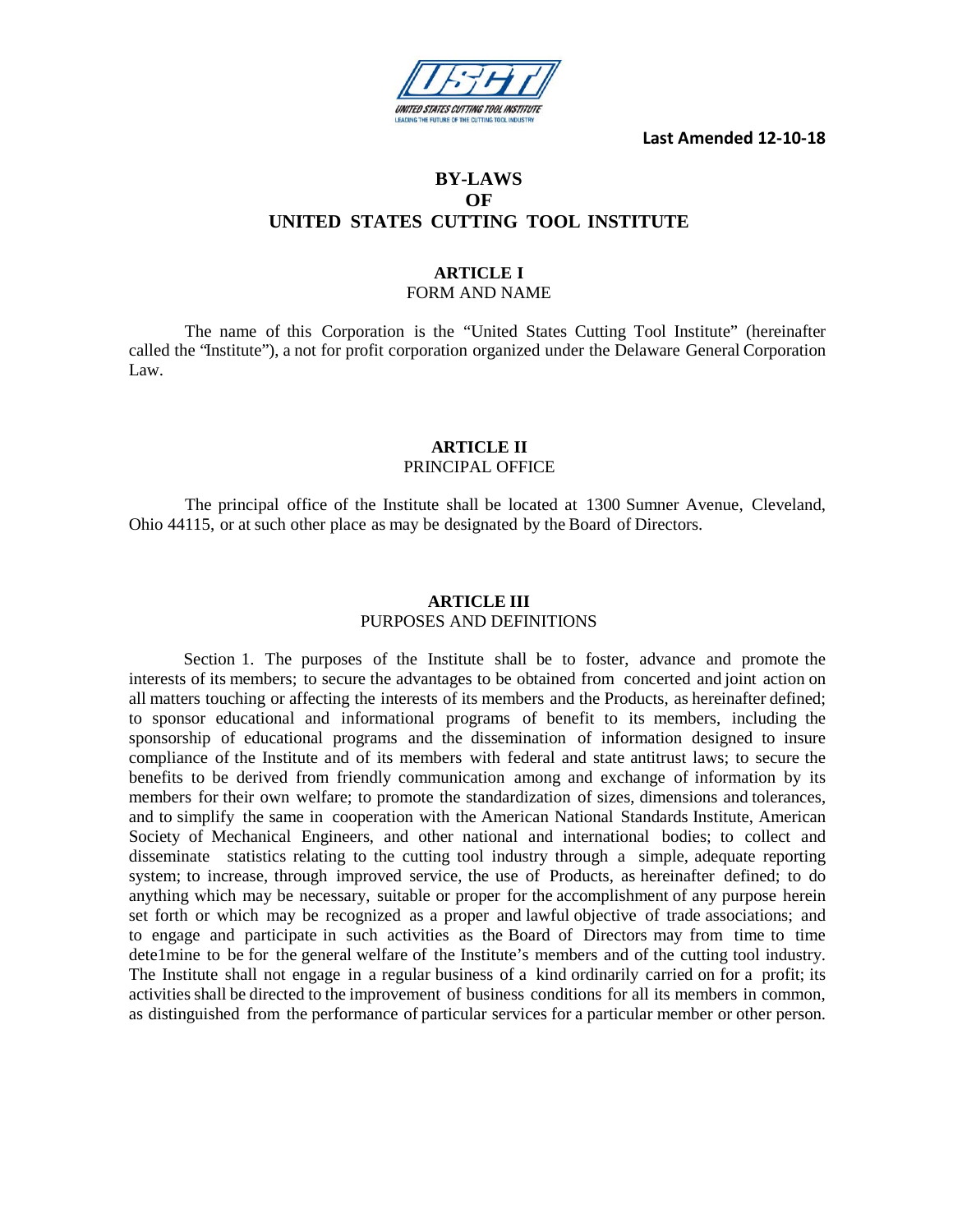**Last Amended 12-10-18**

# BY-LAWS OF UNITED STATES CUTTING TOOL INSTITUTE

## ARTICLE I
FORM AND NAME

The name of this Corporation is the "United States Cutting Tool Institute" (hereinafter called the "Institute"), a not for profit corporation organized under the Delaware General Corporation Law.

## ARTICLE II
PRINCIPAL OFFICE

The principal office of the Institute shall be located at 1300 Sumner Avenue, Cleveland, Ohio 44115, or at such other place as may be designated by the Board of Directors.

## ARTICLE III
PURPOSES AND DEFINITIONS

Section 1. The purposes of the Institute shall be to foster, advance and promote the interests of its members; to secure the advantages to be obtained from concerted and joint action on all matters touching or affecting the interests of its members and the Products, as hereinafter defined; to sponsor educational and informational programs of benefit to its members, including the sponsorship of educational programs and the dissemination of information designed to insure compliance of the Institute and of its members with federal and state antitrust laws; to secure the benefits to be derived from friendly communication among and exchange of information by its members for their own welfare; to promote the standardization of sizes, dimensions and tolerances, and to simplify the same in cooperation with the American National Standards Institute, American Society of Mechanical Engineers, and other national and international bodies; to collect and disseminate statistics relating to the cutting tool industry through a simple, adequate reporting system; to increase, through improved service, the use of Products, as hereinafter defined; to do anything which may be necessary, suitable or proper for the accomplishment of any purpose herein set forth or which may be recognized as a proper and lawful objective of trade associations; and to engage and participate in such activities as the Board of Directors may from time to time dete1mine to be for the general welfare of the Institute's members and of the cutting tool industry. The Institute shall not engage in a regular business of a kind ordinarily carried on for a profit; its activities shall be directed to the improvement of business conditions for all its members in common, as distinguished from the performance of particular services for a particular member or other person.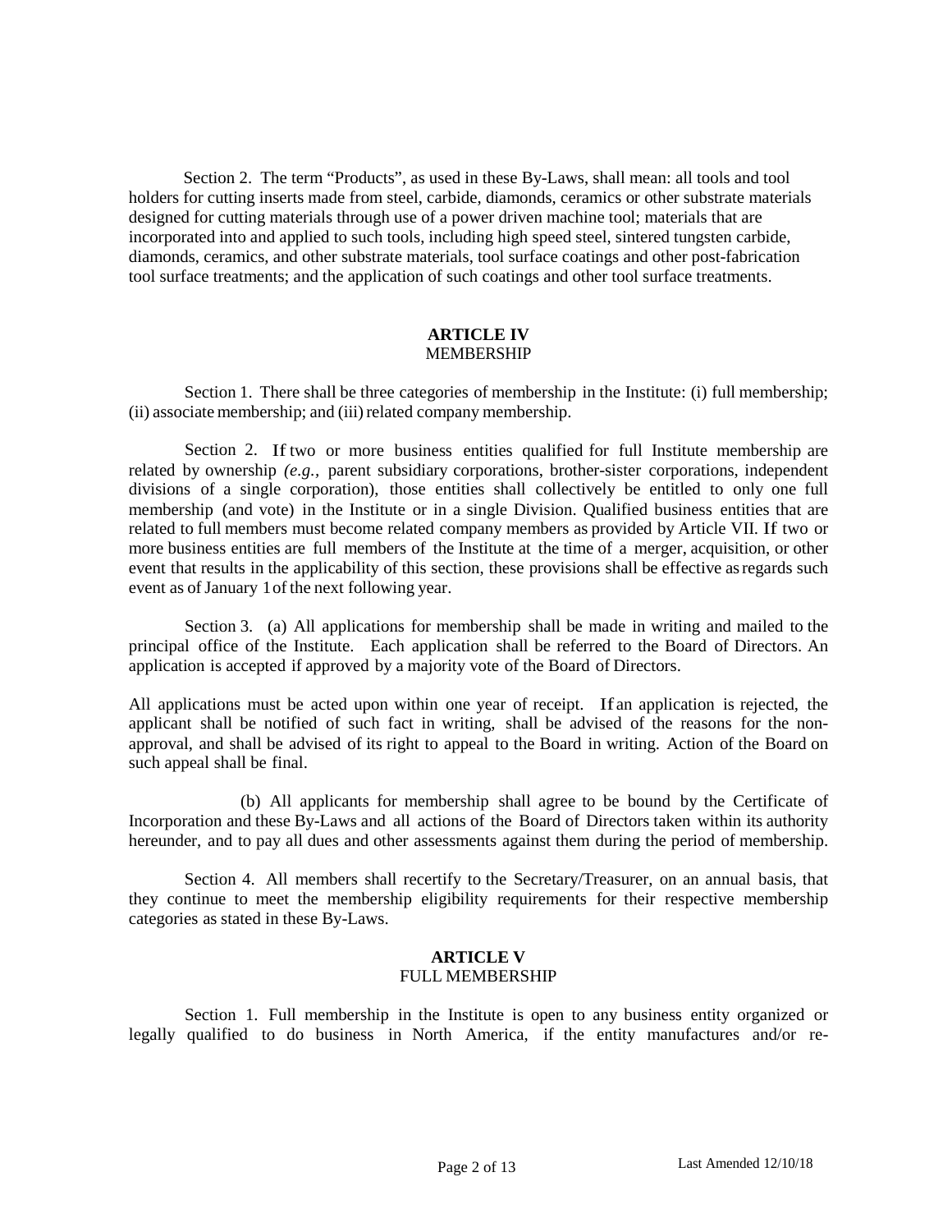Section 2. The term "Products", as used in these By-Laws, shall mean: all tools and tool holders for cutting inserts made from steel, carbide, diamonds, ceramics or other substrate materials designed for cutting materials through use of a power driven machine tool; materials that are incorporated into and applied to such tools, including high speed steel, sintered tungsten carbide, diamonds, ceramics, and other substrate materials, tool surface coatings and other post-fabrication tool surface treatments; and the application of such coatings and other tool surface treatments.

## ARTICLE IV
### MEMBERSHIP

Section 1. There shall be three categories of membership in the Institute: (i) full membership; (ii) associate membership; and (iii) related company membership.

Section 2. If two or more business entities qualified for full Institute membership are related by ownership *(e.g.,* parent subsidiary corporations, brother-sister corporations, independent divisions of a single corporation), those entities shall collectively be entitled to only one full membership (and vote) in the Institute or in a single Division. Qualified business entities that are related to full members must become related company members as provided by Article VII. If two or more business entities are full members of the Institute at the time of a merger, acquisition, or other event that results in the applicability of this section, these provisions shall be effective as regards such event as of January 1 of the next following year.

Section 3. (a) All applications for membership shall be made in writing and mailed to the principal office of the Institute. Each application shall be referred to the Board of Directors. An application is accepted if approved by a majority vote of the Board of Directors.

All applications must be acted upon within one year of receipt. If an application is rejected, the applicant shall be notified of such fact in writing, shall be advised of the reasons for the non-approval, and shall be advised of its right to appeal to the Board in writing. Action of the Board on such appeal shall be final.

(b) All applicants for membership shall agree to be bound by the Certificate of Incorporation and these By-Laws and all actions of the Board of Directors taken within its authority hereunder, and to pay all dues and other assessments against them during the period of membership.

Section 4. All members shall recertify to the Secretary/Treasurer, on an annual basis, that they continue to meet the membership eligibility requirements for their respective membership categories as stated in these By-Laws.

## ARTICLE V
### FULL MEMBERSHIP

Section 1. Full membership in the Institute is open to any business entity organized or legally qualified to do business in North America, if the entity manufactures and/or re-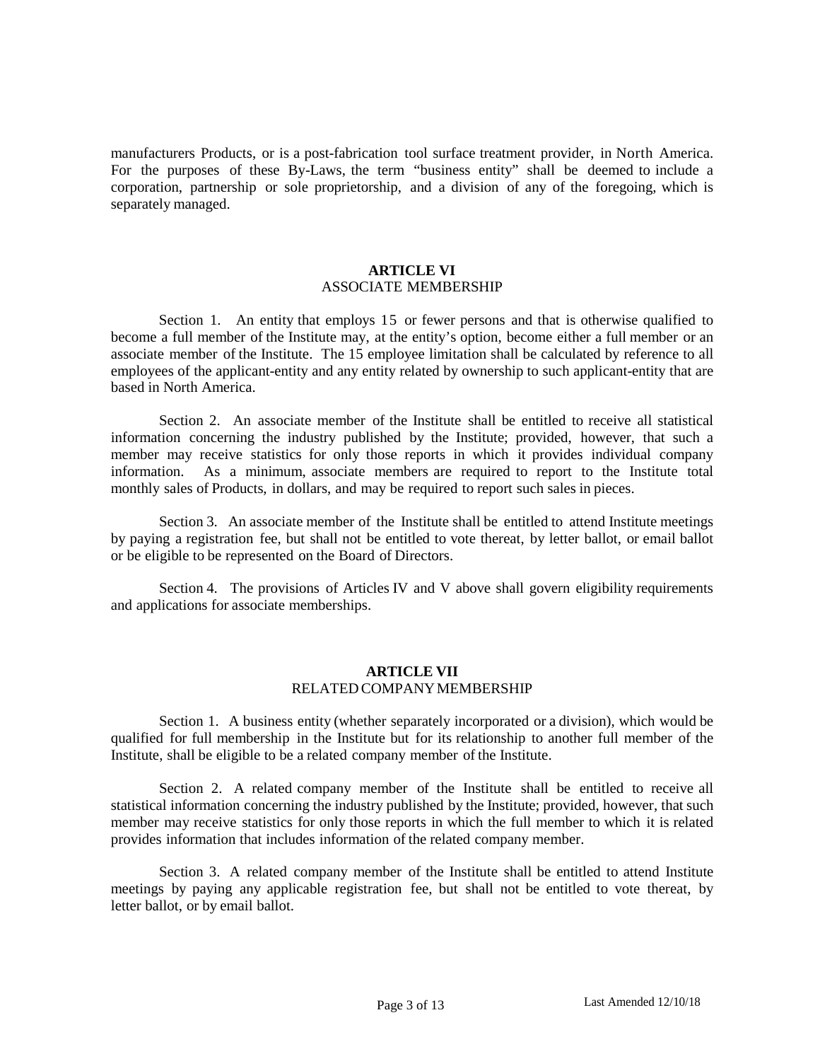manufacturers Products, or is a post-fabrication tool surface treatment provider, in North America. For the purposes of these By-Laws, the term "business entity" shall be deemed to include a corporation, partnership or sole proprietorship, and a division of any of the foregoing, which is separately managed.

## ARTICLE VI
ASSOCIATE MEMBERSHIP

Section 1. An entity that employs 15 or fewer persons and that is otherwise qualified to become a full member of the Institute may, at the entity's option, become either a full member or an associate member of the Institute. The 15 employee limitation shall be calculated by reference to all employees of the applicant-entity and any entity related by ownership to such applicant-entity that are based in North America.

Section 2. An associate member of the Institute shall be entitled to receive all statistical information concerning the industry published by the Institute; provided, however, that such a member may receive statistics for only those reports in which it provides individual company information. As a minimum, associate members are required to report to the Institute total monthly sales of Products, in dollars, and may be required to report such sales in pieces.

Section 3. An associate member of the Institute shall be entitled to attend Institute meetings by paying a registration fee, but shall not be entitled to vote thereat, by letter ballot, or email ballot or be eligible to be represented on the Board of Directors.

Section 4. The provisions of Articles IV and V above shall govern eligibility requirements and applications for associate memberships.

## ARTICLE VII
RELATED COMPANY MEMBERSHIP

Section 1. A business entity (whether separately incorporated or a division), which would be qualified for full membership in the Institute but for its relationship to another full member of the Institute, shall be eligible to be a related company member of the Institute.

Section 2. A related company member of the Institute shall be entitled to receive all statistical information concerning the industry published by the Institute; provided, however, that such member may receive statistics for only those reports in which the full member to which it is related provides information that includes information of the related company member.

Section 3. A related company member of the Institute shall be entitled to attend Institute meetings by paying any applicable registration fee, but shall not be entitled to vote thereat, by letter ballot, or by email ballot.

Last Amended 12/10/18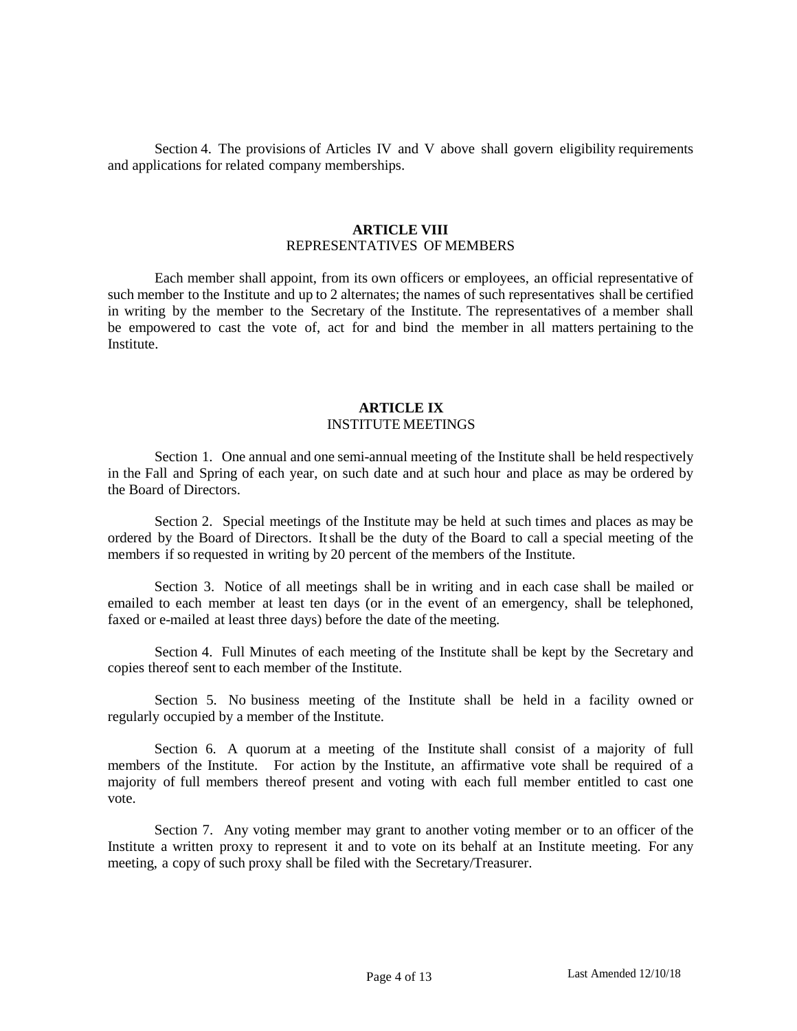Section 4. The provisions of Articles IV and V above shall govern eligibility requirements and applications for related company memberships.

## ARTICLE VIII
REPRESENTATIVES OF MEMBERS

Each member shall appoint, from its own officers or employees, an official representative of such member to the Institute and up to 2 alternates; the names of such representatives shall be certified in writing by the member to the Secretary of the Institute. The representatives of a member shall be empowered to cast the vote of, act for and bind the member in all matters pertaining to the Institute.

## ARTICLE IX
INSTITUTE MEETINGS

Section 1. One annual and one semi-annual meeting of the Institute shall be held respectively in the Fall and Spring of each year, on such date and at such hour and place as may be ordered by the Board of Directors.

Section 2. Special meetings of the Institute may be held at such times and places as may be ordered by the Board of Directors. It shall be the duty of the Board to call a special meeting of the members if so requested in writing by 20 percent of the members of the Institute.

Section 3. Notice of all meetings shall be in writing and in each case shall be mailed or emailed to each member at least ten days (or in the event of an emergency, shall be telephoned, faxed or e-mailed at least three days) before the date of the meeting.

Section 4. Full Minutes of each meeting of the Institute shall be kept by the Secretary and copies thereof sent to each member of the Institute.

Section 5. No business meeting of the Institute shall be held in a facility owned or regularly occupied by a member of the Institute.

Section 6. A quorum at a meeting of the Institute shall consist of a majority of full members of the Institute. For action by the Institute, an affirmative vote shall be required of a majority of full members thereof present and voting with each full member entitled to cast one vote.

Section 7. Any voting member may grant to another voting member or to an officer of the Institute a written proxy to represent it and to vote on its behalf at an Institute meeting. For any meeting, a copy of such proxy shall be filed with the Secretary/Treasurer.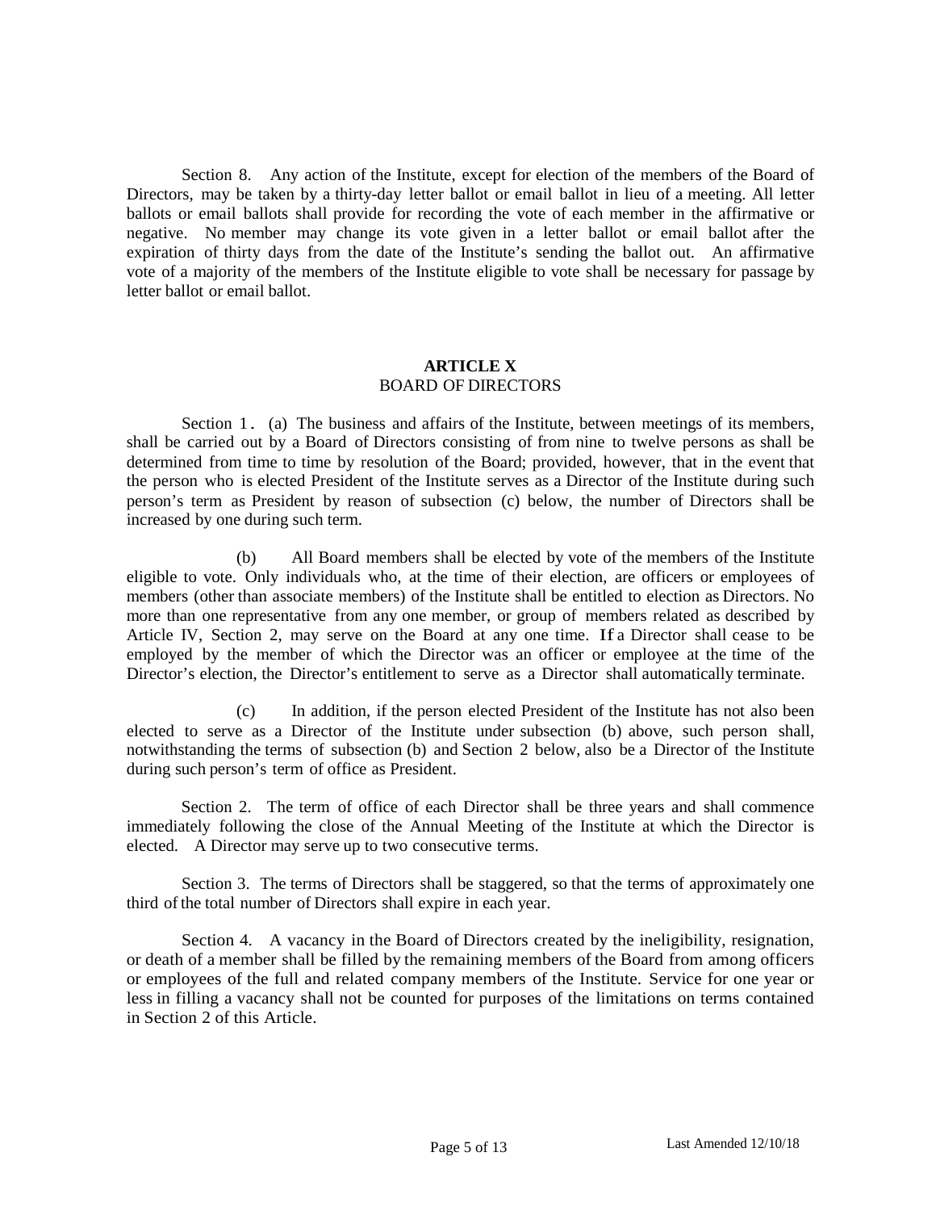Section 8. Any action of the Institute, except for election of the members of the Board of Directors, may be taken by a thirty-day letter ballot or email ballot in lieu of a meeting. All letter ballots or email ballots shall provide for recording the vote of each member in the affirmative or negative. No member may change its vote given in a letter ballot or email ballot after the expiration of thirty days from the date of the Institute's sending the ballot out. An affirmative vote of a majority of the members of the Institute eligible to vote shall be necessary for passage by letter ballot or email ballot.

## ARTICLE X
BOARD OF DIRECTORS

Section 1. (a) The business and affairs of the Institute, between meetings of its members, shall be carried out by a Board of Directors consisting of from nine to twelve persons as shall be determined from time to time by resolution of the Board; provided, however, that in the event that the person who is elected President of the Institute serves as a Director of the Institute during such person's term as President by reason of subsection (c) below, the number of Directors shall be increased by one during such term.

(b) All Board members shall be elected by vote of the members of the Institute eligible to vote. Only individuals who, at the time of their election, are officers or employees of members (other than associate members) of the Institute shall be entitled to election as Directors. No more than one representative from any one member, or group of members related as described by Article IV, Section 2, may serve on the Board at any one time. If a Director shall cease to be employed by the member of which the Director was an officer or employee at the time of the Director's election, the Director's entitlement to serve as a Director shall automatically terminate.

(c) In addition, if the person elected President of the Institute has not also been elected to serve as a Director of the Institute under subsection (b) above, such person shall, notwithstanding the terms of subsection (b) and Section 2 below, also be a Director of the Institute during such person's term of office as President.

Section 2. The term of office of each Director shall be three years and shall commence immediately following the close of the Annual Meeting of the Institute at which the Director is elected. A Director may serve up to two consecutive terms.

Section 3. The terms of Directors shall be staggered, so that the terms of approximately one third of the total number of Directors shall expire in each year.

Section 4. A vacancy in the Board of Directors created by the ineligibility, resignation, or death of a member shall be filled by the remaining members of the Board from among officers or employees of the full and related company members of the Institute. Service for one year or less in filling a vacancy shall not be counted for purposes of the limitations on terms contained in Section 2 of this Article.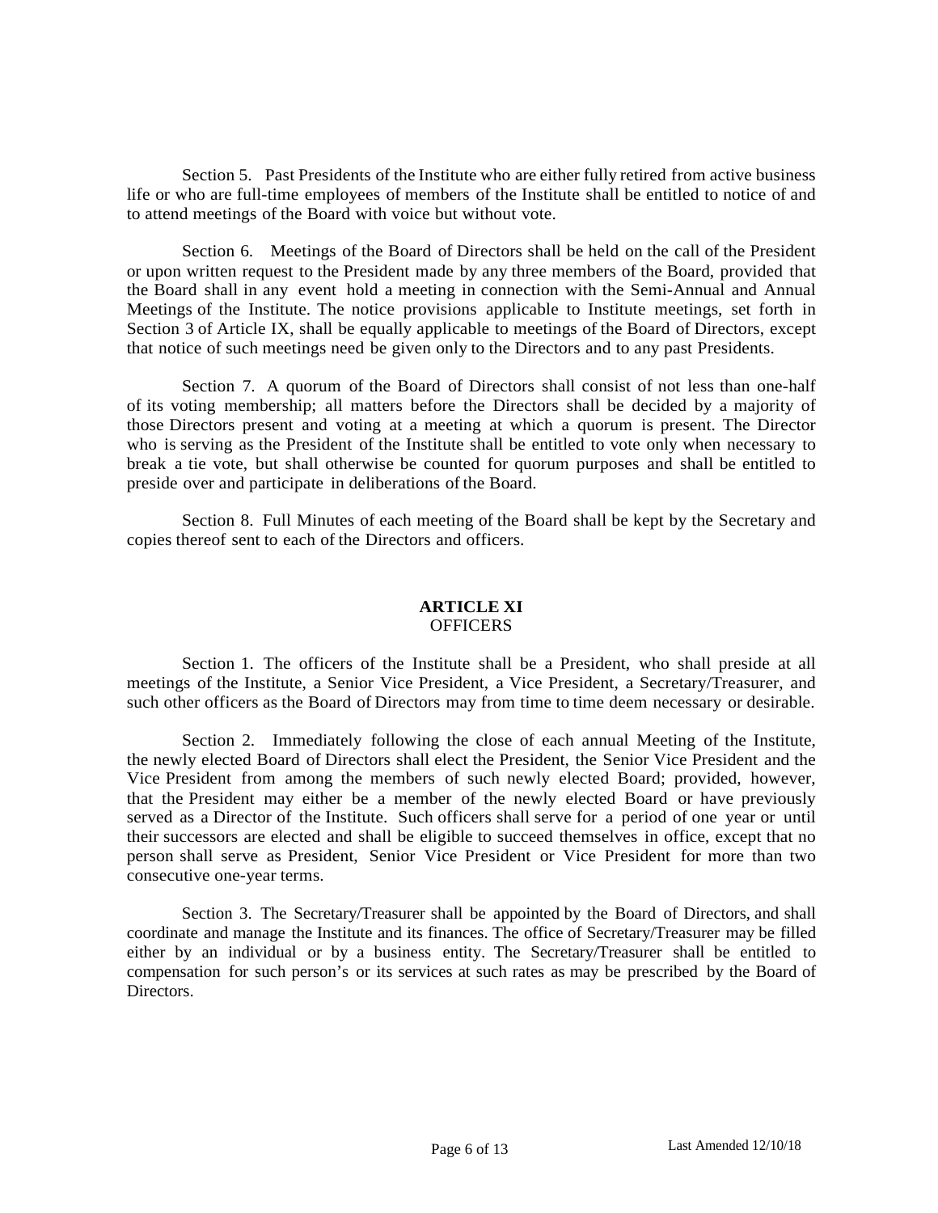Section 5. Past Presidents of the Institute who are either fully retired from active business life or who are full-time employees of members of the Institute shall be entitled to notice of and to attend meetings of the Board with voice but without vote.

Section 6. Meetings of the Board of Directors shall be held on the call of the President or upon written request to the President made by any three members of the Board, provided that the Board shall in any event hold a meeting in connection with the Semi-Annual and Annual Meetings of the Institute. The notice provisions applicable to Institute meetings, set forth in Section 3 of Article IX, shall be equally applicable to meetings of the Board of Directors, except that notice of such meetings need be given only to the Directors and to any past Presidents.

Section 7. A quorum of the Board of Directors shall consist of not less than one-half of its voting membership; all matters before the Directors shall be decided by a majority of those Directors present and voting at a meeting at which a quorum is present. The Director who is serving as the President of the Institute shall be entitled to vote only when necessary to break a tie vote, but shall otherwise be counted for quorum purposes and shall be entitled to preside over and participate in deliberations of the Board.

Section 8. Full Minutes of each meeting of the Board shall be kept by the Secretary and copies thereof sent to each of the Directors and officers.

## ARTICLE XI
### OFFICERS

Section 1. The officers of the Institute shall be a President, who shall preside at all meetings of the Institute, a Senior Vice President, a Vice President, a Secretary/Treasurer, and such other officers as the Board of Directors may from time to time deem necessary or desirable.

Section 2. Immediately following the close of each annual Meeting of the Institute, the newly elected Board of Directors shall elect the President, the Senior Vice President and the Vice President from among the members of such newly elected Board; provided, however, that the President may either be a member of the newly elected Board or have previously served as a Director of the Institute. Such officers shall serve for a period of one year or until their successors are elected and shall be eligible to succeed themselves in office, except that no person shall serve as President, Senior Vice President or Vice President for more than two consecutive one-year terms.

Section 3. The Secretary/Treasurer shall be appointed by the Board of Directors, and shall coordinate and manage the Institute and its finances. The office of Secretary/Treasurer may be filled either by an individual or by a business entity. The Secretary/Treasurer shall be entitled to compensation for such person's or its services at such rates as may be prescribed by the Board of Directors.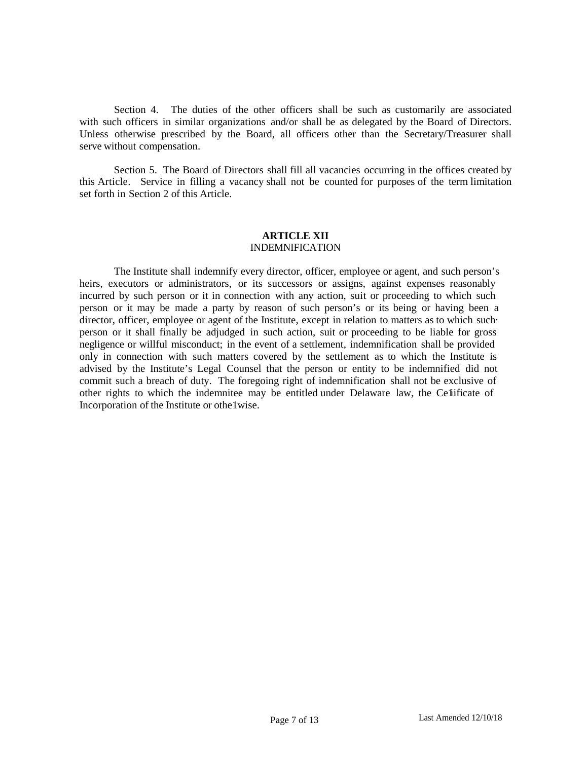Section 4. The duties of the other officers shall be such as customarily are associated with such officers in similar organizations and/or shall be as delegated by the Board of Directors. Unless otherwise prescribed by the Board, all officers other than the Secretary/Treasurer shall serve without compensation.

Section 5. The Board of Directors shall fill all vacancies occurring in the offices created by this Article. Service in filling a vacancy shall not be counted for purposes of the term limitation set forth in Section 2 of this Article.

## ARTICLE XII
INDEMNIFICATION

The Institute shall indemnify every director, officer, employee or agent, and such person's heirs, executors or administrators, or its successors or assigns, against expenses reasonably incurred by such person or it in connection with any action, suit or proceeding to which such person or it may be made a party by reason of such person's or its being or having been a director, officer, employee or agent of the Institute, except in relation to matters as to which such· person or it shall finally be adjudged in such action, suit or proceeding to be liable for gross negligence or willful misconduct; in the event of a settlement, indemnification shall be provided only in connection with such matters covered by the settlement as to which the Institute is advised by the Institute's Legal Counsel that the person or entity to be indemnified did not commit such a breach of duty. The foregoing right of indemnification shall not be exclusive of other rights to which the indemnitee may be entitled under Delaware law, the Ce1ificate of Incorporation of the Institute or othe1wise.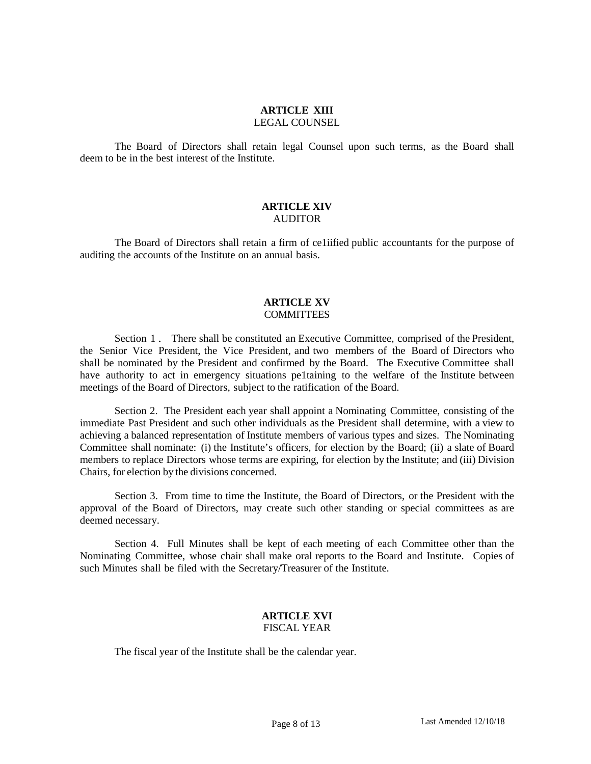## ARTICLE XIII
LEGAL COUNSEL

The Board of Directors shall retain legal Counsel upon such terms, as the Board shall deem to be in the best interest of the Institute.

## ARTICLE XIV
AUDITOR

The Board of Directors shall retain a firm of ce1iified public accountants for the purpose of auditing the accounts of the Institute on an annual basis.

## ARTICLE XV
COMMITTEES

Section 1 . There shall be constituted an Executive Committee, comprised of the President, the Senior Vice President, the Vice President, and two members of the Board of Directors who shall be nominated by the President and confirmed by the Board. The Executive Committee shall have authority to act in emergency situations pe1taining to the welfare of the Institute between meetings of the Board of Directors, subject to the ratification of the Board.

Section 2. The President each year shall appoint a Nominating Committee, consisting of the immediate Past President and such other individuals as the President shall determine, with a view to achieving a balanced representation of Institute members of various types and sizes. The Nominating Committee shall nominate: (i) the Institute's officers, for election by the Board; (ii) a slate of Board members to replace Directors whose terms are expiring, for election by the Institute; and (iii) Division Chairs, for election by the divisions concerned.

Section 3. From time to time the Institute, the Board of Directors, or the President with the approval of the Board of Directors, may create such other standing or special committees as are deemed necessary.

Section 4. Full Minutes shall be kept of each meeting of each Committee other than the Nominating Committee, whose chair shall make oral reports to the Board and Institute. Copies of such Minutes shall be filed with the Secretary/Treasurer of the Institute.

## ARTICLE XVI
FISCAL YEAR

The fiscal year of the Institute shall be the calendar year.

Last Amended 12/10/18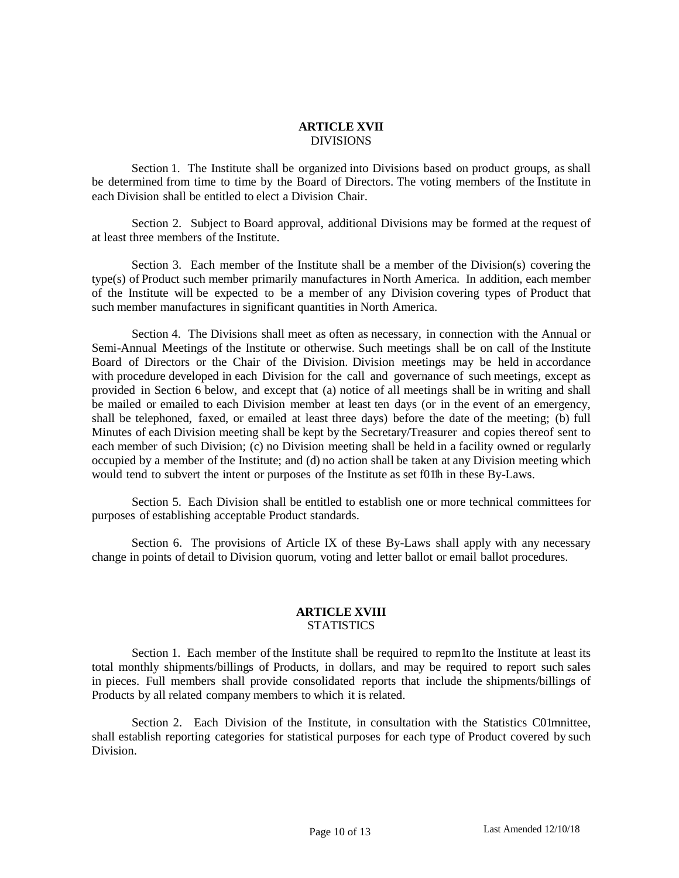## ARTICLE XVII
DIVISIONS

Section 1. The Institute shall be organized into Divisions based on product groups, as shall be determined from time to time by the Board of Directors. The voting members of the Institute in each Division shall be entitled to elect a Division Chair.

Section 2. Subject to Board approval, additional Divisions may be formed at the request of at least three members of the Institute.

Section 3. Each member of the Institute shall be a member of the Division(s) covering the type(s) of Product such member primarily manufactures in North America. In addition, each member of the Institute will be expected to be a member of any Division covering types of Product that such member manufactures in significant quantities in North America.

Section 4. The Divisions shall meet as often as necessary, in connection with the Annual or Semi-Annual Meetings of the Institute or otherwise. Such meetings shall be on call of the Institute Board of Directors or the Chair of the Division. Division meetings may be held in accordance with procedure developed in each Division for the call and governance of such meetings, except as provided in Section 6 below, and except that (a) notice of all meetings shall be in writing and shall be mailed or emailed to each Division member at least ten days (or in the event of an emergency, shall be telephoned, faxed, or emailed at least three days) before the date of the meeting; (b) full Minutes of each Division meeting shall be kept by the Secretary/Treasurer and copies thereof sent to each member of such Division; (c) no Division meeting shall be held in a facility owned or regularly occupied by a member of the Institute; and (d) no action shall be taken at any Division meeting which would tend to subvert the intent or purposes of the Institute as set f01th in these By-Laws.

Section 5. Each Division shall be entitled to establish one or more technical committees for purposes of establishing acceptable Product standards.

Section 6. The provisions of Article IX of these By-Laws shall apply with any necessary change in points of detail to Division quorum, voting and letter ballot or email ballot procedures.

## ARTICLE XVIII
STATISTICS

Section 1. Each member of the Institute shall be required to repm1to the Institute at least its total monthly shipments/billings of Products, in dollars, and may be required to report such sales in pieces. Full members shall provide consolidated reports that include the shipments/billings of Products by all related company members to which it is related.

Section 2. Each Division of the Institute, in consultation with the Statistics C01mnittee, shall establish reporting categories for statistical purposes for each type of Product covered by such Division.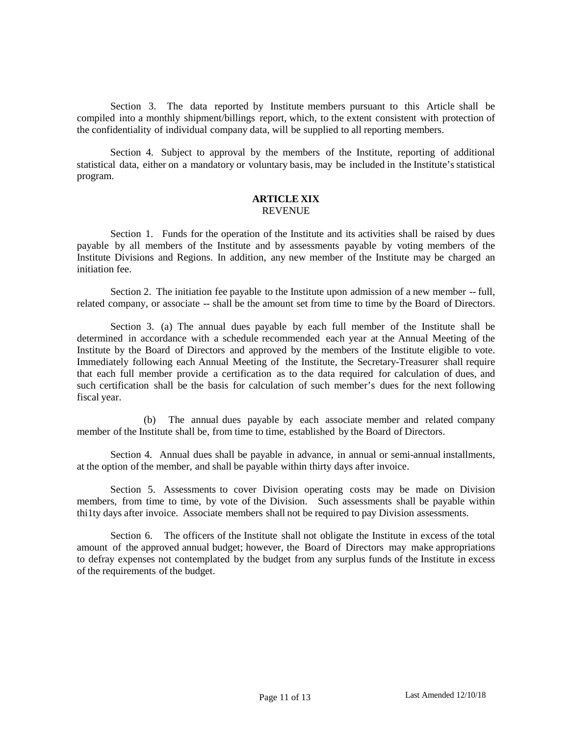Section 3. The data reported by Institute members pursuant to this Article shall be compiled into a monthly shipment/billings report, which, to the extent consistent with protection of the confidentiality of individual company data, will be supplied to all reporting members.

Section 4. Subject to approval by the members of the Institute, reporting of additional statistical data, either on a mandatory or voluntary basis, may be included in the Institute's statistical program.

## ARTICLE XIX
REVENUE

Section 1. Funds for the operation of the Institute and its activities shall be raised by dues payable by all members of the Institute and by assessments payable by voting members of the Institute Divisions and Regions. In addition, any new member of the Institute may be charged an initiation fee.

Section 2. The initiation fee payable to the Institute upon admission of a new member -- full, related company, or associate -- shall be the amount set from time to time by the Board of Directors.

Section 3. (a) The annual dues payable by each full member of the Institute shall be determined in accordance with a schedule recommended each year at the Annual Meeting of the Institute by the Board of Directors and approved by the members of the Institute eligible to vote. Immediately following each Annual Meeting of the Institute, the Secretary-Treasurer shall require that each full member provide a certification as to the data required for calculation of dues, and such certification shall be the basis for calculation of such member's dues for the next following fiscal year.

(b) The annual dues payable by each associate member and related company member of the Institute shall be, from time to time, established by the Board of Directors.

Section 4. Annual dues shall be payable in advance, in annual or semi-annual installments, at the option of the member, and shall be payable within thirty days after invoice.

Section 5. Assessments to cover Division operating costs may be made on Division members, from time to time, by vote of the Division. Such assessments shall be payable within thi1ty days after invoice. Associate members shall not be required to pay Division assessments.

Section 6. The officers of the Institute shall not obligate the Institute in excess of the total amount of the approved annual budget; however, the Board of Directors may make appropriations to defray expenses not contemplated by the budget from any surplus funds of the Institute in excess of the requirements of the budget.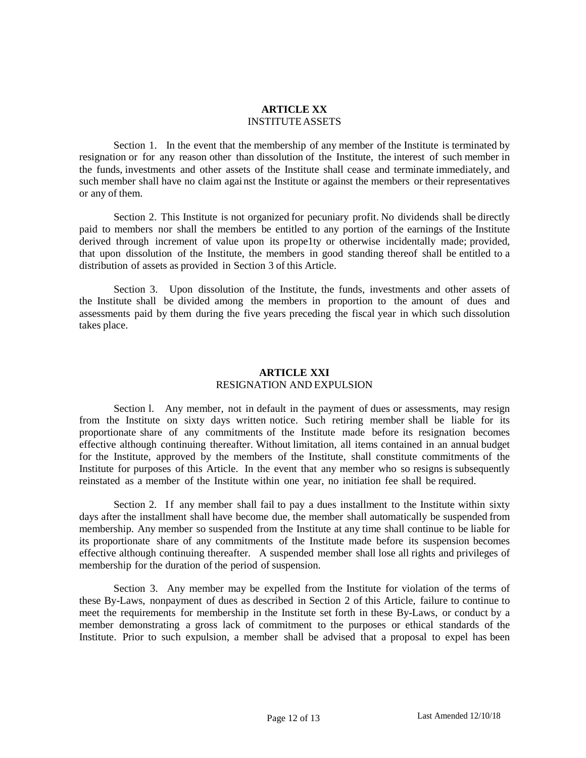## ARTICLE XX
INSTITUTE ASSETS

Section 1. In the event that the membership of any member of the Institute is terminated by resignation or for any reason other than dissolution of the Institute, the interest of such member in the funds, investments and other assets of the Institute shall cease and terminate immediately, and such member shall have no claim against the Institute or against the members or their representatives or any of them.

Section 2. This Institute is not organized for pecuniary profit. No dividends shall be directly paid to members nor shall the members be entitled to any portion of the earnings of the Institute derived through increment of value upon its prope1ty or otherwise incidentally made; provided, that upon dissolution of the Institute, the members in good standing thereof shall be entitled to a distribution of assets as provided in Section 3 of this Article.

Section 3. Upon dissolution of the Institute, the funds, investments and other assets of the Institute shall be divided among the members in proportion to the amount of dues and assessments paid by them during the five years preceding the fiscal year in which such dissolution takes place.

## ARTICLE XXI
RESIGNATION AND EXPULSION

Section l. Any member, not in default in the payment of dues or assessments, may resign from the Institute on sixty days written notice. Such retiring member shall be liable for its proportionate share of any commitments of the Institute made before its resignation becomes effective although continuing thereafter. Without limitation, all items contained in an annual budget for the Institute, approved by the members of the Institute, shall constitute commitments of the Institute for purposes of this Article. In the event that any member who so resigns is subsequently reinstated as a member of the Institute within one year, no initiation fee shall be required.

Section 2. If any member shall fail to pay a dues installment to the Institute within sixty days after the installment shall have become due, the member shall automatically be suspended from membership. Any member so suspended from the Institute at any time shall continue to be liable for its proportionate share of any commitments of the Institute made before its suspension becomes effective although continuing thereafter. A suspended member shall lose all rights and privileges of membership for the duration of the period of suspension.

Section 3. Any member may be expelled from the Institute for violation of the terms of these By-Laws, nonpayment of dues as described in Section 2 of this Article, failure to continue to meet the requirements for membership in the Institute set forth in these By-Laws, or conduct by a member demonstrating a gross lack of commitment to the purposes or ethical standards of the Institute. Prior to such expulsion, a member shall be advised that a proposal to expel has been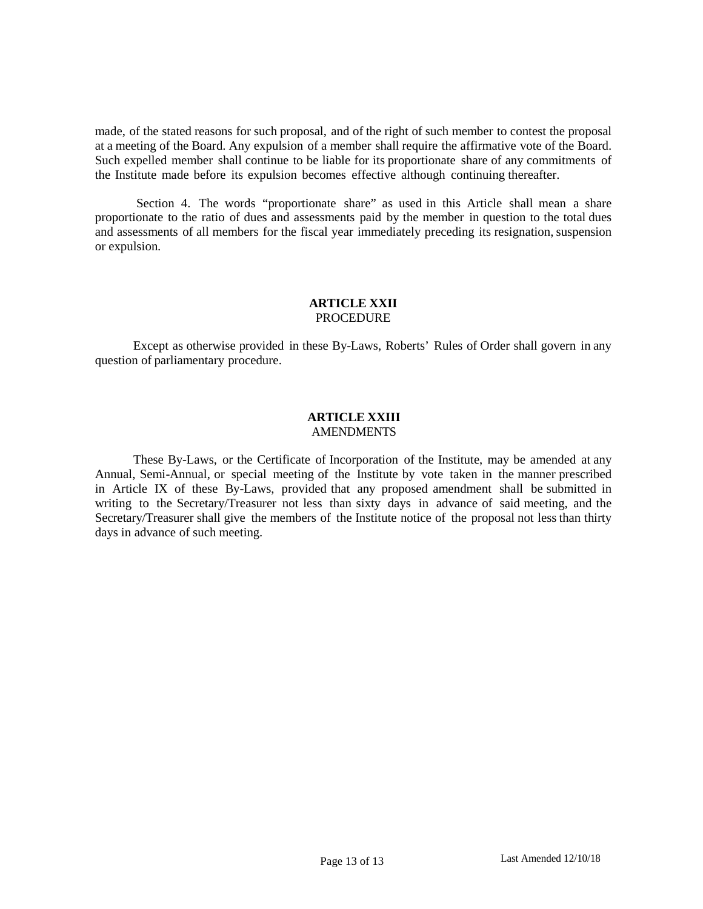made, of the stated reasons for such proposal, and of the right of such member to contest the proposal at a meeting of the Board. Any expulsion of a member shall require the affirmative vote of the Board. Such expelled member shall continue to be liable for its proportionate share of any commitments of the Institute made before its expulsion becomes effective although continuing thereafter.

Section 4. The words "proportionate share" as used in this Article shall mean a share proportionate to the ratio of dues and assessments paid by the member in question to the total dues and assessments of all members for the fiscal year immediately preceding its resignation, suspension or expulsion.

## ARTICLE XXII
PROCEDURE

Except as otherwise provided in these By-Laws, Roberts' Rules of Order shall govern in any question of parliamentary procedure.

## ARTICLE XXIII
AMENDMENTS

These By-Laws, or the Certificate of Incorporation of the Institute, may be amended at any Annual, Semi-Annual, or special meeting of the Institute by vote taken in the manner prescribed in Article IX of these By-Laws, provided that any proposed amendment shall be submitted in writing to the Secretary/Treasurer not less than sixty days in advance of said meeting, and the Secretary/Treasurer shall give the members of the Institute notice of the proposal not less than thirty days in advance of such meeting.

Last Amended 12/10/18